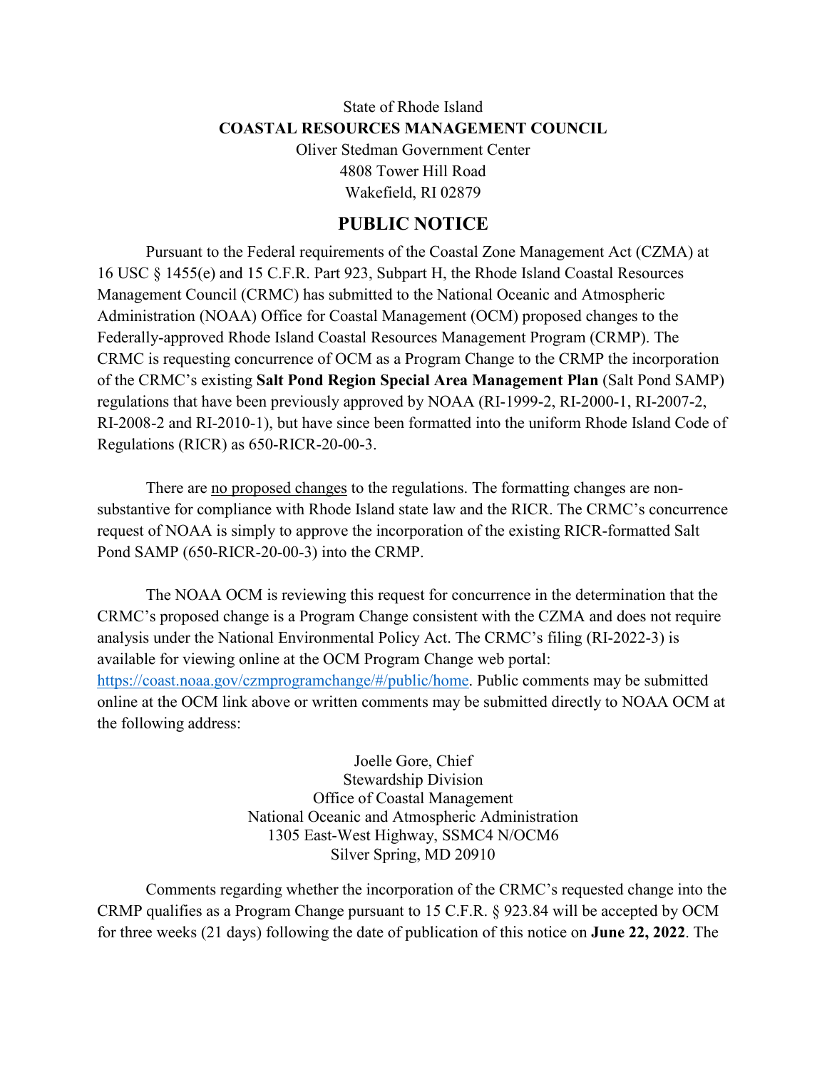State of Rhode Island

**COASTAL RESOURCES MANAGEMENT COUNCIL**

Oliver Stedman Government Center
4808 Tower Hill Road
Wakefield, RI 02879

# PUBLIC NOTICE

Pursuant to the Federal requirements of the Coastal Zone Management Act (CZMA) at 16 USC § 1455(e) and 15 C.F.R. Part 923, Subpart H, the Rhode Island Coastal Resources Management Council (CRMC) has submitted to the National Oceanic and Atmospheric Administration (NOAA) Office for Coastal Management (OCM) proposed changes to the Federally-approved Rhode Island Coastal Resources Management Program (CRMP). The CRMC is requesting concurrence of OCM as a Program Change to the CRMP the incorporation of the CRMC's existing **Salt Pond Region Special Area Management Plan** (Salt Pond SAMP) regulations that have been previously approved by NOAA (RI-1999-2, RI-2000-1, RI-2007-2, RI-2008-2 and RI-2010-1), but have since been formatted into the uniform Rhode Island Code of Regulations (RICR) as 650-RICR-20-00-3.

There are <u>no proposed changes</u> to the regulations. The formatting changes are non-substantive for compliance with Rhode Island state law and the RICR. The CRMC's concurrence request of NOAA is simply to approve the incorporation of the existing RICR-formatted Salt Pond SAMP (650-RICR-20-00-3) into the CRMP.

The NOAA OCM is reviewing this request for concurrence in the determination that the CRMC's proposed change is a Program Change consistent with the CZMA and does not require analysis under the National Environmental Policy Act. The CRMC's filing (RI-2022-3) is available for viewing online at the OCM Program Change web portal: [https://coast.noaa.gov/czmprogramchange/#/public/home](https://coast.noaa.gov/czmprogramchange/#/public/home). Public comments may be submitted online at the OCM link above or written comments may be submitted directly to NOAA OCM at the following address:

Joelle Gore, Chief
Stewardship Division
Office of Coastal Management
National Oceanic and Atmospheric Administration
1305 East-West Highway, SSMC4 N/OCM6
Silver Spring, MD 20910

Comments regarding whether the incorporation of the CRMC's requested change into the CRMP qualifies as a Program Change pursuant to 15 C.F.R. § 923.84 will be accepted by OCM for three weeks (21 days) following the date of publication of this notice on **June 22, 2022**. The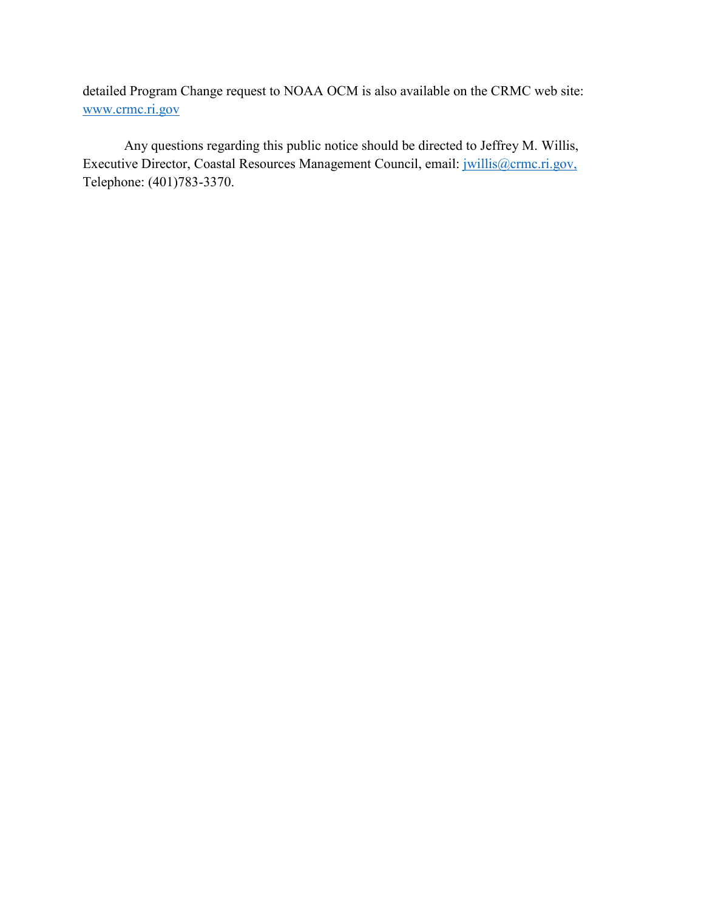detailed Program Change request to NOAA OCM is also available on the CRMC web site: www.crmc.ri.gov

Any questions regarding this public notice should be directed to Jeffrey M. Willis, Executive Director, Coastal Resources Management Council, email: jwillis@crmc.ri.gov, Telephone: (401)783-3370.